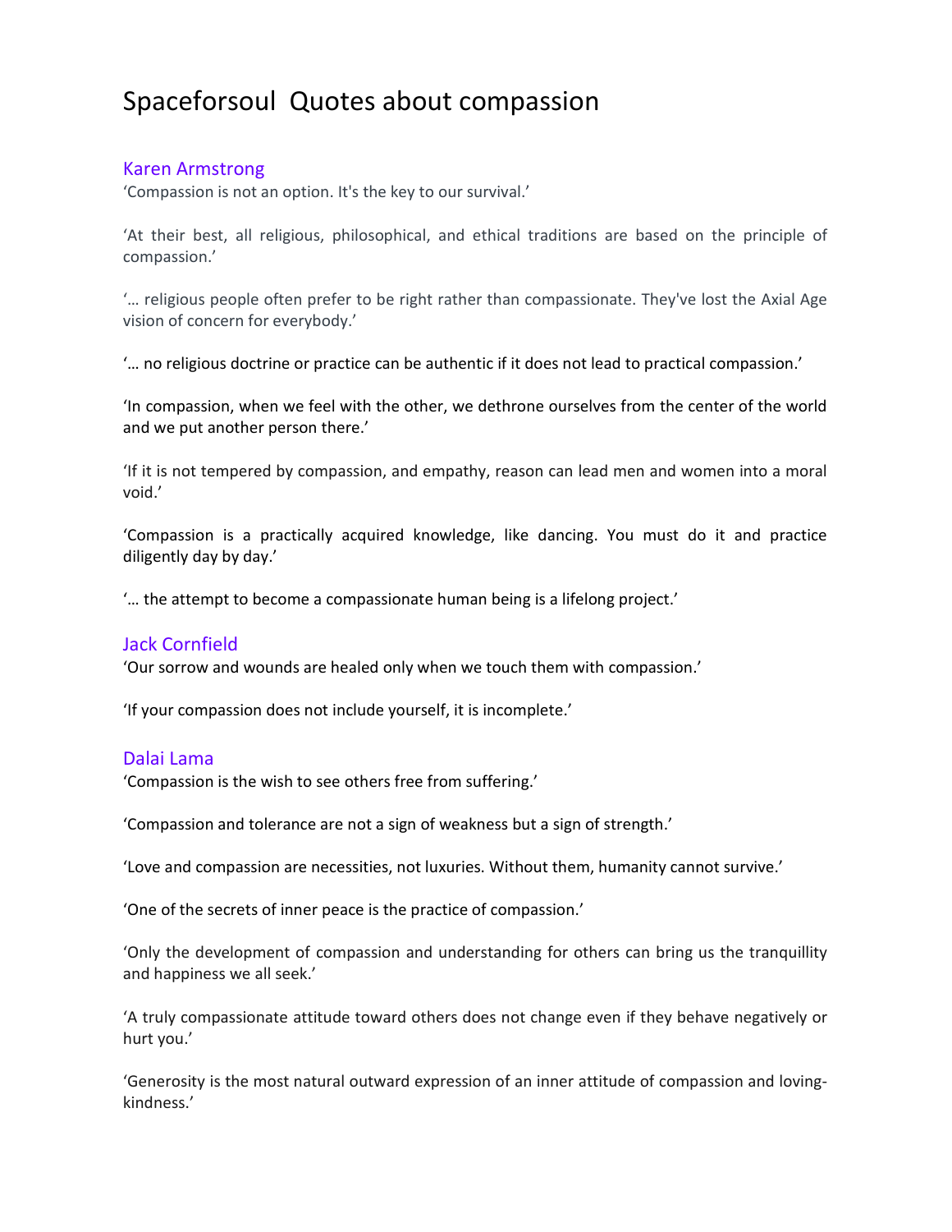# Spaceforsoul  Quotes about compassion

## Karen Armstrong

‘Compassion is not an option. It's the key to our survival.’

‘At their best, all religious, philosophical, and ethical traditions are based on the principle of compassion.’

‘… religious people often prefer to be right rather than compassionate. They've lost the Axial Age vision of concern for everybody.’

‘… no religious doctrine or practice can be authentic if it does not lead to practical compassion.’

‘In compassion, when we feel with the other, we dethrone ourselves from the center of the world and we put another person there.’

‘If it is not tempered by compassion, and empathy, reason can lead men and women into a moral void.’

‘Compassion is a practically acquired knowledge, like dancing. You must do it and practice diligently day by day.’

‘… the attempt to become a compassionate human being is a lifelong project.’

## Jack Cornfield

‘Our sorrow and wounds are healed only when we touch them with compassion.’

‘If your compassion does not include yourself, it is incomplete.’

## Dalai Lama

‘Compassion is the wish to see others free from suffering.’

‘Compassion and tolerance are not a sign of weakness but a sign of strength.’

‘Love and compassion are necessities, not luxuries. Without them, humanity cannot survive.’

‘One of the secrets of inner peace is the practice of compassion.’

‘Only the development of compassion and understanding for others can bring us the tranquillity and happiness we all seek.’

‘A truly compassionate attitude toward others does not change even if they behave negatively or hurt you.’

‘Generosity is the most natural outward expression of an inner attitude of compassion and loving-kindness.’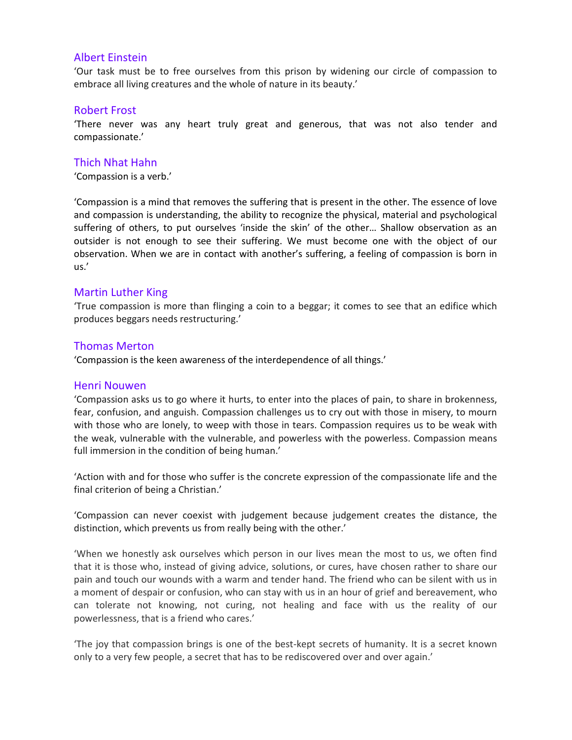## Albert Einstein

'Our task must be to free ourselves from this prison by widening our circle of compassion to embrace all living creatures and the whole of nature in its beauty.'

## Robert Frost

'There never was any heart truly great and generous, that was not also tender and compassionate.'

## Thich Nhat Hahn

'Compassion is a verb.'

'Compassion is a mind that removes the suffering that is present in the other. The essence of love and compassion is understanding, the ability to recognize the physical, material and psychological suffering of others, to put ourselves 'inside the skin' of the other… Shallow observation as an outsider is not enough to see their suffering. We must become one with the object of our observation. When we are in contact with another's suffering, a feeling of compassion is born in us.'

## Martin Luther King

'True compassion is more than flinging a coin to a beggar; it comes to see that an edifice which produces beggars needs restructuring.'

## Thomas Merton

'Compassion is the keen awareness of the interdependence of all things.'

## Henri Nouwen

'Compassion asks us to go where it hurts, to enter into the places of pain, to share in brokenness, fear, confusion, and anguish. Compassion challenges us to cry out with those in misery, to mourn with those who are lonely, to weep with those in tears. Compassion requires us to be weak with the weak, vulnerable with the vulnerable, and powerless with the powerless. Compassion means full immersion in the condition of being human.'

'Action with and for those who suffer is the concrete expression of the compassionate life and the final criterion of being a Christian.'

'Compassion can never coexist with judgement because judgement creates the distance, the distinction, which prevents us from really being with the other.'

'When we honestly ask ourselves which person in our lives mean the most to us, we often find that it is those who, instead of giving advice, solutions, or cures, have chosen rather to share our pain and touch our wounds with a warm and tender hand. The friend who can be silent with us in a moment of despair or confusion, who can stay with us in an hour of grief and bereavement, who can tolerate not knowing, not curing, not healing and face with us the reality of our powerlessness, that is a friend who cares.'

'The joy that compassion brings is one of the best-kept secrets of humanity. It is a secret known only to a very few people, a secret that has to be rediscovered over and over again.'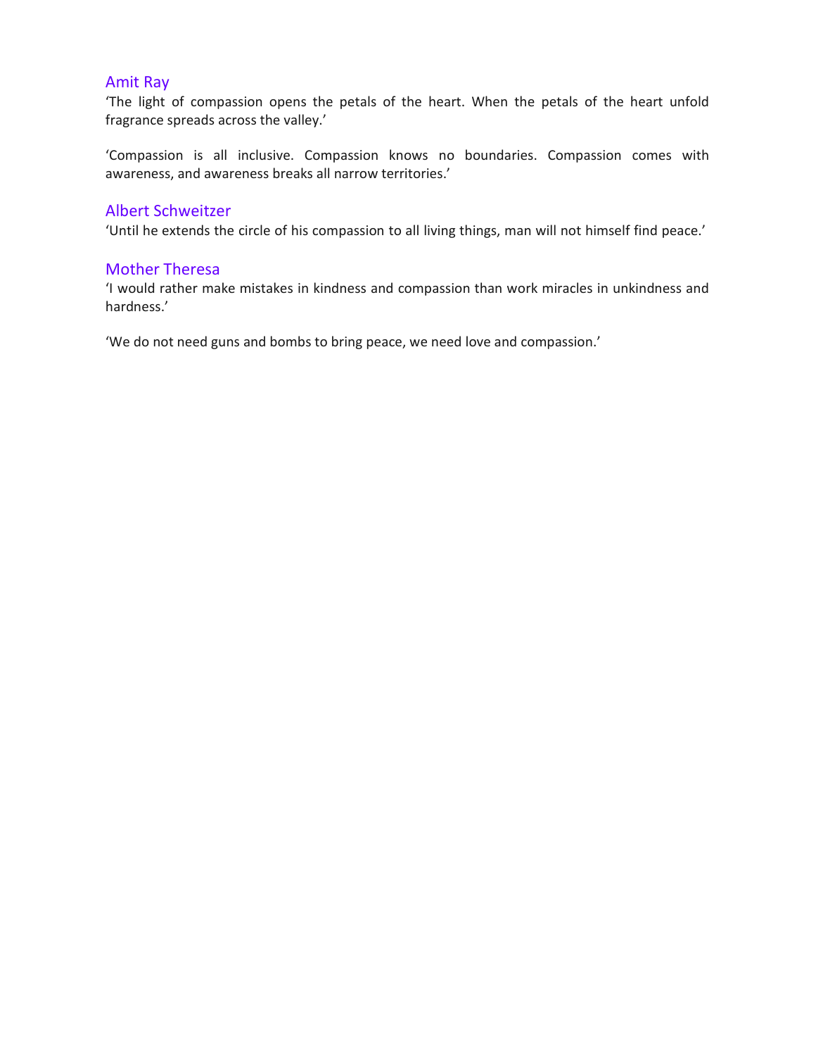### Amit Ray

‘The light of compassion opens the petals of the heart. When the petals of the heart unfold fragrance spreads across the valley.’

‘Compassion is all inclusive. Compassion knows no boundaries. Compassion comes with awareness, and awareness breaks all narrow territories.’

### Albert Schweitzer

‘Until he extends the circle of his compassion to all living things, man will not himself find peace.’

### Mother Theresa

‘I would rather make mistakes in kindness and compassion than work miracles in unkindness and hardness.’

‘We do not need guns and bombs to bring peace, we need love and compassion.’